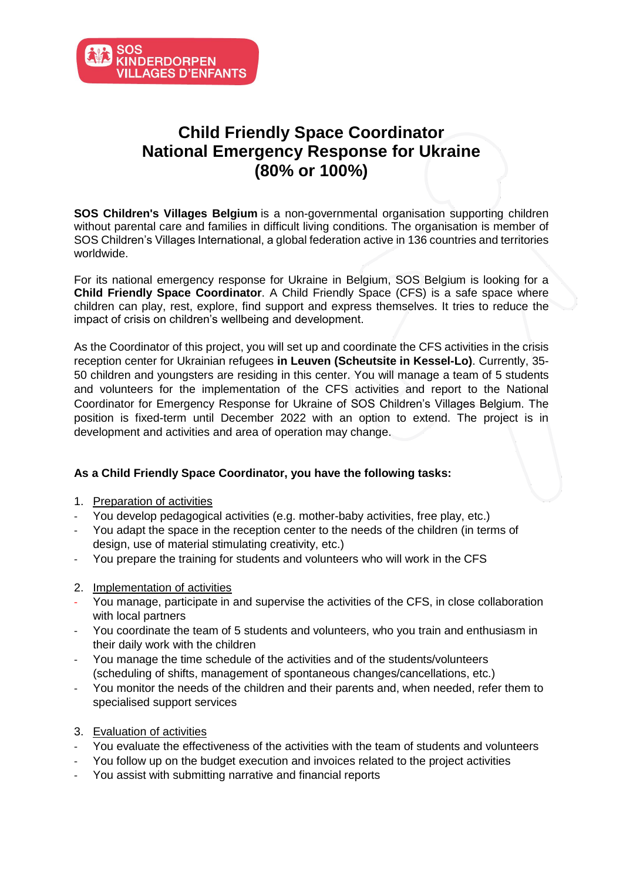SOS KINDERDORPEN VILLAGES D'ENFANTS

# Child Friendly Space Coordinator National Emergency Response for Ukraine (80% or 100%)

**SOS Children's Villages Belgium** is a non-governmental organisation supporting children without parental care and families in difficult living conditions. The organisation is member of SOS Children's Villages International, a global federation active in 136 countries and territories worldwide.

For its national emergency response for Ukraine in Belgium, SOS Belgium is looking for a **Child Friendly Space Coordinator**. A Child Friendly Space (CFS) is a safe space where children can play, rest, explore, find support and express themselves. It tries to reduce the impact of crisis on children's wellbeing and development.

As the Coordinator of this project, you will set up and coordinate the CFS activities in the crisis reception center for Ukrainian refugees **in Leuven (Scheutsite in Kessel-Lo)**. Currently, 35-50 children and youngsters are residing in this center. You will manage a team of 5 students and volunteers for the implementation of the CFS activities and report to the National Coordinator for Emergency Response for Ukraine of SOS Children's Villages Belgium. The position is fixed-term until December 2022 with an option to extend. The project is in development and activities and area of operation may change.

**As a Child Friendly Space Coordinator, you have the following tasks:**

1. Preparation of activities
- You develop pedagogical activities (e.g. mother-baby activities, free play, etc.)
- You adapt the space in the reception center to the needs of the children (in terms of design, use of material stimulating creativity, etc.)
- You prepare the training for students and volunteers who will work in the CFS

2. Implementation of activities
- You manage, participate in and supervise the activities of the CFS, in close collaboration with local partners
- You coordinate the team of 5 students and volunteers, who you train and enthusiasm in their daily work with the children
- You manage the time schedule of the activities and of the students/volunteers (scheduling of shifts, management of spontaneous changes/cancellations, etc.)
- You monitor the needs of the children and their parents and, when needed, refer them to specialised support services

3. Evaluation of activities
- You evaluate the effectiveness of the activities with the team of students and volunteers
- You follow up on the budget execution and invoices related to the project activities
- You assist with submitting narrative and financial reports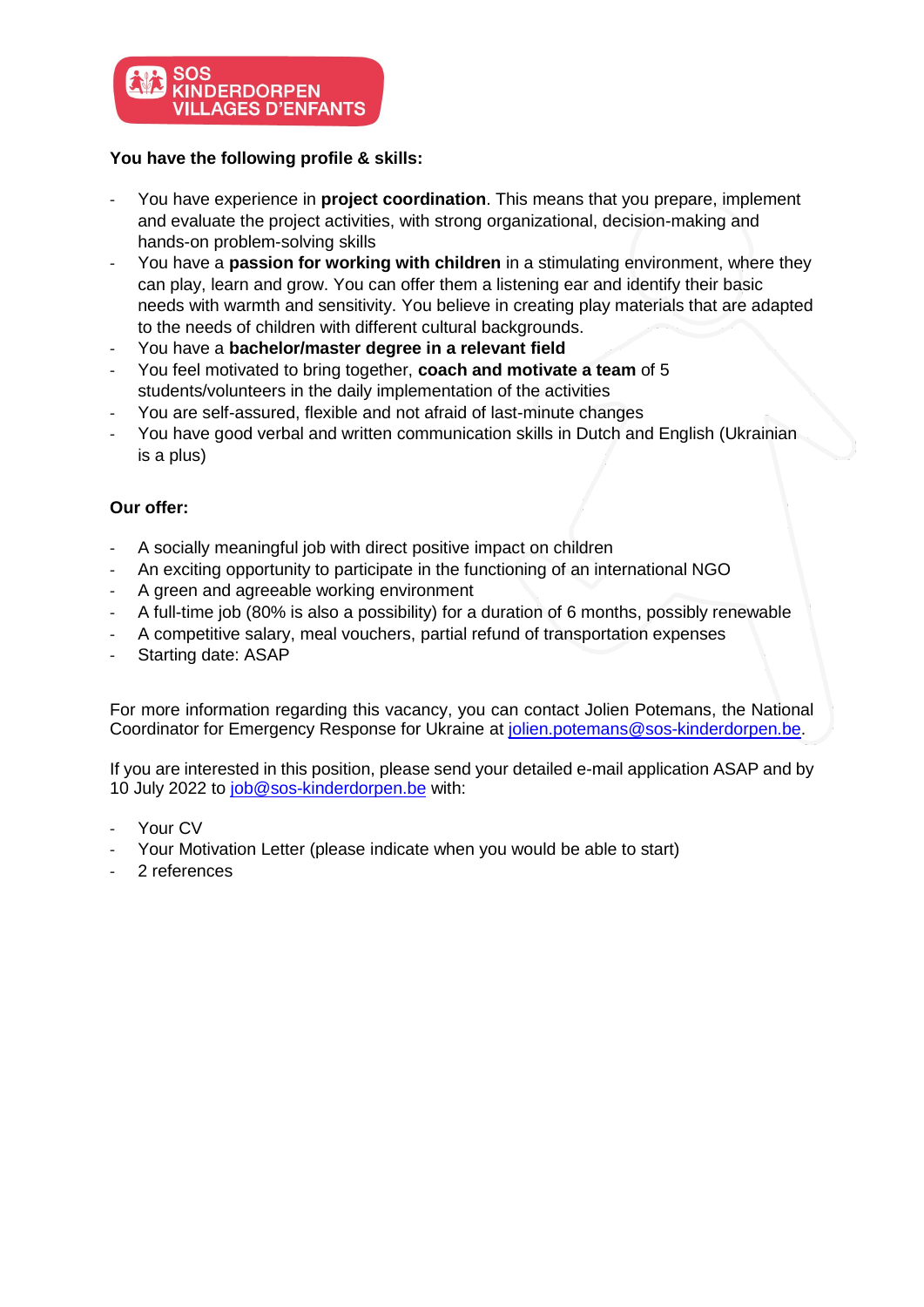**You have the following profile & skills:**

- You have experience in **project coordination**. This means that you prepare, implement and evaluate the project activities, with strong organizational, decision-making and hands-on problem-solving skills
- You have a **passion for working with children** in a stimulating environment, where they can play, learn and grow. You can offer them a listening ear and identify their basic needs with warmth and sensitivity. You believe in creating play materials that are adapted to the needs of children with different cultural backgrounds.
- You have a **bachelor/master degree in a relevant field**
- You feel motivated to bring together, **coach and motivate a team** of 5 students/volunteers in the daily implementation of the activities
- You are self-assured, flexible and not afraid of last-minute changes
- You have good verbal and written communication skills in Dutch and English (Ukrainian is a plus)

**Our offer:**

- A socially meaningful job with direct positive impact on children
- An exciting opportunity to participate in the functioning of an international NGO
- A green and agreeable working environment
- A full-time job (80% is also a possibility) for a duration of 6 months, possibly renewable
- A competitive salary, meal vouchers, partial refund of transportation expenses
- Starting date: ASAP

For more information regarding this vacancy, you can contact Jolien Potemans, the National Coordinator for Emergency Response for Ukraine at jolien.potemans@sos-kinderdorpen.be.

If you are interested in this position, please send your detailed e-mail application ASAP and by 10 July 2022 to job@sos-kinderdorpen.be with:

- Your CV
- Your Motivation Letter (please indicate when you would be able to start)
- 2 references